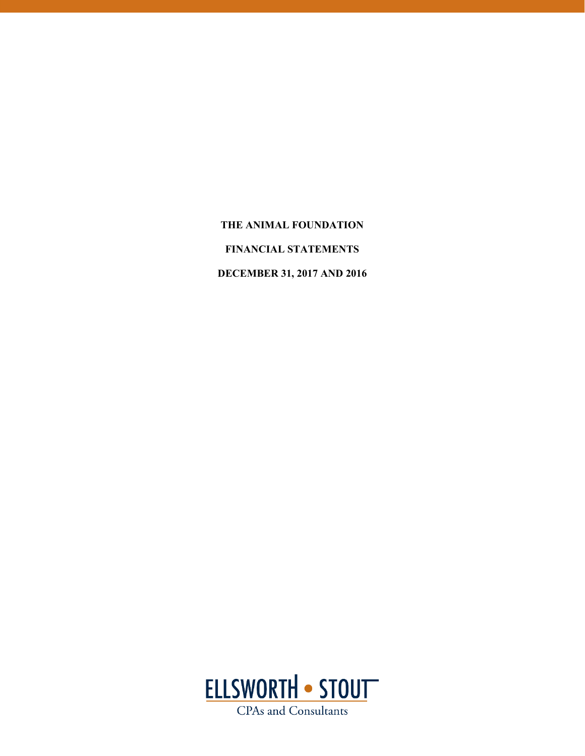# THE ANIMAL FOUNDATION

## FINANCIAL STATEMENTS

## DECEMBER 31, 2017 AND 2016

ELLSWORTH • STOUT

CPAs and Consultants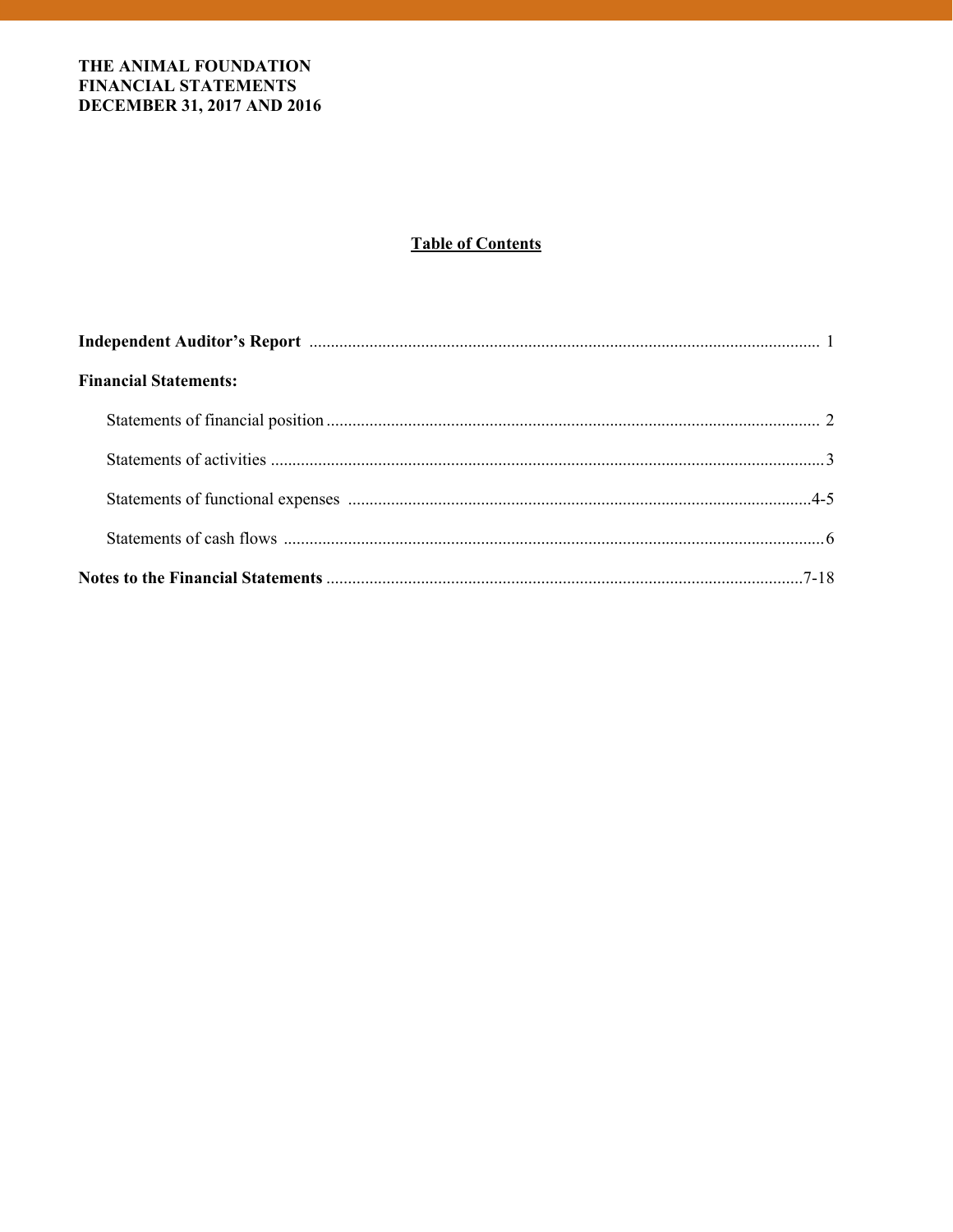**THE ANIMAL FOUNDATION**
**FINANCIAL STATEMENTS**
**DECEMBER 31, 2017 AND 2016**

## Table of Contents

**Independent Auditor's Report** ........................................................................................................ 1

**Financial Statements:**

Statements of financial position ................................................................................................. 2

Statements of activities ................................................................................................................ 3

Statements of functional expenses ........................................................................................... 4-5

Statements of cash flows ............................................................................................................. 6

**Notes to the Financial Statements** .......................................................................................... 7-18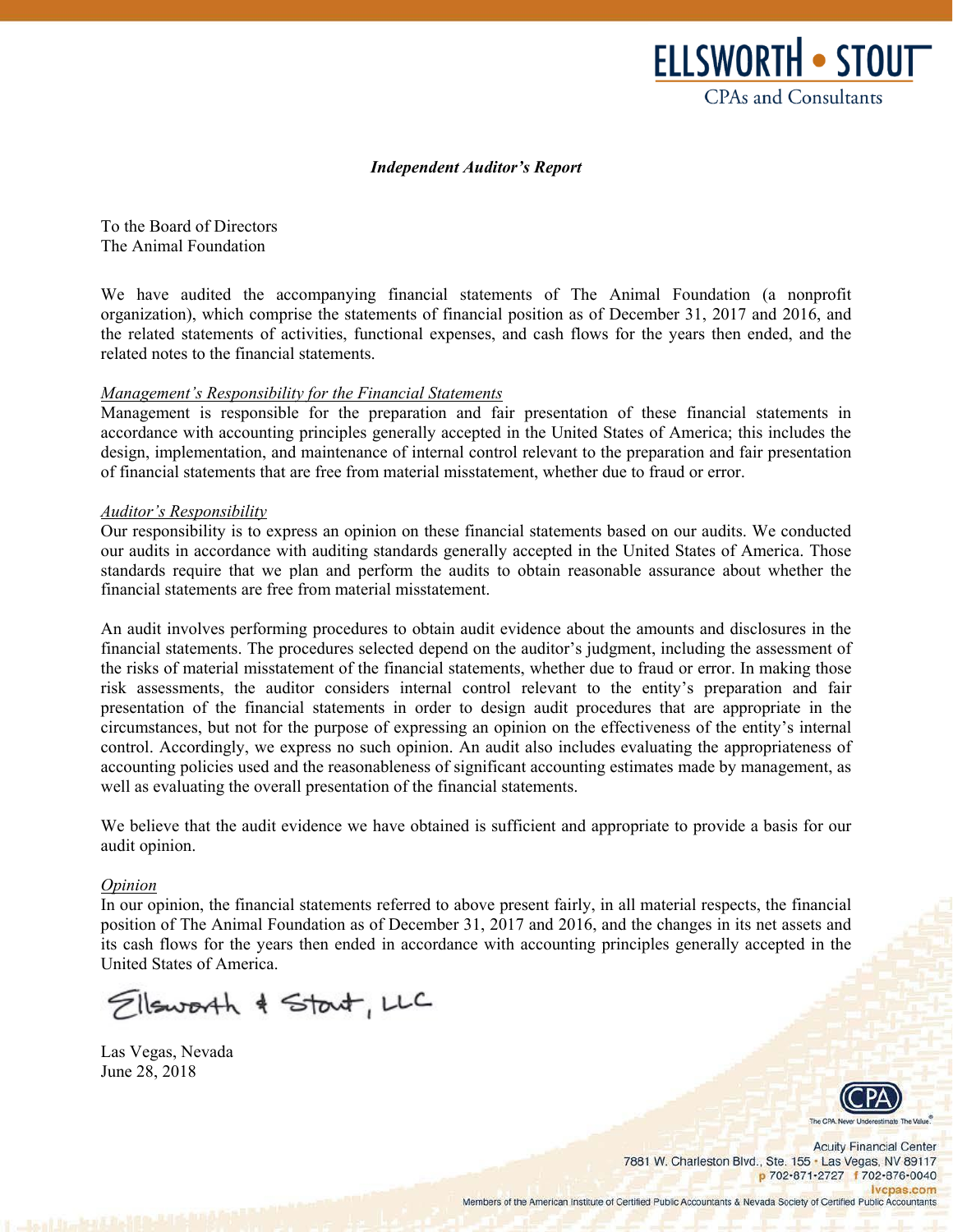ELLSWORTH • STOUT
CPAs and Consultants

***Independent Auditor's Report***

To the Board of Directors
The Animal Foundation

We have audited the accompanying financial statements of The Animal Foundation (a nonprofit organization), which comprise the statements of financial position as of December 31, 2017 and 2016, and the related statements of activities, functional expenses, and cash flows for the years then ended, and the related notes to the financial statements.

*Management's Responsibility for the Financial Statements*
Management is responsible for the preparation and fair presentation of these financial statements in accordance with accounting principles generally accepted in the United States of America; this includes the design, implementation, and maintenance of internal control relevant to the preparation and fair presentation of financial statements that are free from material misstatement, whether due to fraud or error.

*Auditor's Responsibility*
Our responsibility is to express an opinion on these financial statements based on our audits. We conducted our audits in accordance with auditing standards generally accepted in the United States of America. Those standards require that we plan and perform the audits to obtain reasonable assurance about whether the financial statements are free from material misstatement.

An audit involves performing procedures to obtain audit evidence about the amounts and disclosures in the financial statements. The procedures selected depend on the auditor's judgment, including the assessment of the risks of material misstatement of the financial statements, whether due to fraud or error. In making those risk assessments, the auditor considers internal control relevant to the entity's preparation and fair presentation of the financial statements in order to design audit procedures that are appropriate in the circumstances, but not for the purpose of expressing an opinion on the effectiveness of the entity's internal control. Accordingly, we express no such opinion. An audit also includes evaluating the appropriateness of accounting policies used and the reasonableness of significant accounting estimates made by management, as well as evaluating the overall presentation of the financial statements.

We believe that the audit evidence we have obtained is sufficient and appropriate to provide a basis for our audit opinion.

*Opinion*
In our opinion, the financial statements referred to above present fairly, in all material respects, the financial position of The Animal Foundation as of December 31, 2017 and 2016, and the changes in its net assets and its cash flows for the years then ended in accordance with accounting principles generally accepted in the United States of America.

Ellsworth & Stout, LLC

Las Vegas, Nevada
June 28, 2018

Acuity Financial Center
7881 W. Charleston Blvd., Ste. 155 • Las Vegas, NV 89117
p 702-871-2727 f 702-876-0040
lvcpas.com
Members of the American Institute of Certified Public Accountants & Nevada Society of Certified Public Accountants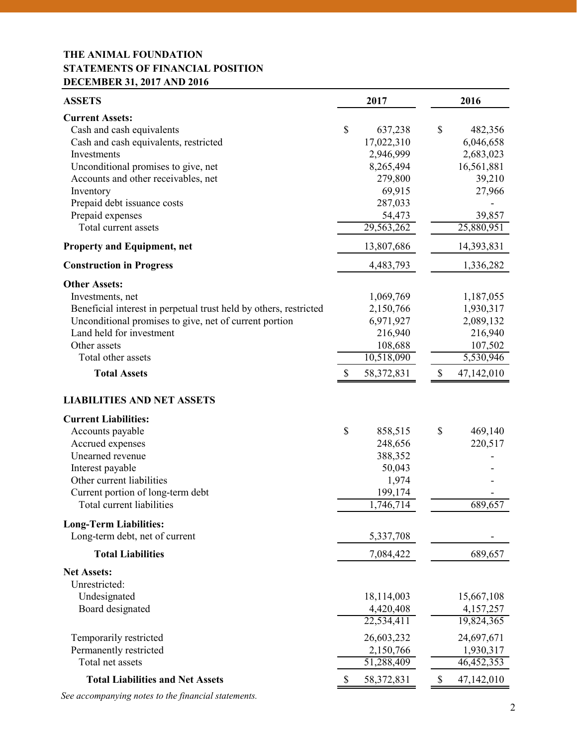# THE ANIMAL FOUNDATION
## STATEMENTS OF FINANCIAL POSITION
## DECEMBER 31, 2017 AND 2016

| ASSETS | 2017 | 2016 |
|---|---|---|
| **Current Assets:** | | |
| Cash and cash equivalents | $ 637,238 | $ 482,356 |
| Cash and cash equivalents, restricted | 17,022,310 | 6,046,658 |
| Investments | 2,946,999 | 2,683,023 |
| Unconditional promises to give, net | 8,265,494 | 16,561,881 |
| Accounts and other receivables, net | 279,800 | 39,210 |
| Inventory | 69,915 | 27,966 |
| Prepaid debt issuance costs | 287,033 | - |
| Prepaid expenses | 54,473 | 39,857 |
| Total current assets | 29,563,262 | 25,880,951 |
| **Property and Equipment, net** | 13,807,686 | 14,393,831 |
| **Construction in Progress** | 4,483,793 | 1,336,282 |
| **Other Assets:** | | |
| Investments, net | 1,069,769 | 1,187,055 |
| Beneficial interest in perpetual trust held by others, restricted | 2,150,766 | 1,930,317 |
| Unconditional promises to give, net of current portion | 6,971,927 | 2,089,132 |
| Land held for investment | 216,940 | 216,940 |
| Other assets | 108,688 | 107,502 |
| Total other assets | 10,518,090 | 5,530,946 |
| **Total Assets** | $ 58,372,831 | $ 47,142,010 |

| LIABILITIES AND NET ASSETS | 2017 | 2016 |
|---|---|---|
| **Current Liabilities:** | | |
| Accounts payable | $ 858,515 | $ 469,140 |
| Accrued expenses | 248,656 | 220,517 |
| Unearned revenue | 388,352 | - |
| Interest payable | 50,043 | - |
| Other current liabilities | 1,974 | - |
| Current portion of long-term debt | 199,174 | - |
| Total current liabilities | 1,746,714 | 689,657 |
| **Long-Term Liabilities:** | | |
| Long-term debt, net of current | 5,337,708 | - |
| **Total Liabilities** | 7,084,422 | 689,657 |
| **Net Assets:** | | |
| Unrestricted: | | |
| Undesignated | 18,114,003 | 15,667,108 |
| Board designated | 4,420,408 | 4,157,257 |
| | 22,534,411 | 19,824,365 |
| Temporarily restricted | 26,603,232 | 24,697,671 |
| Permanently restricted | 2,150,766 | 1,930,317 |
| Total net assets | 51,288,409 | 46,452,353 |
| **Total Liabilities and Net Assets** | $ 58,372,831 | $ 47,142,010 |

*See accompanying notes to the financial statements.*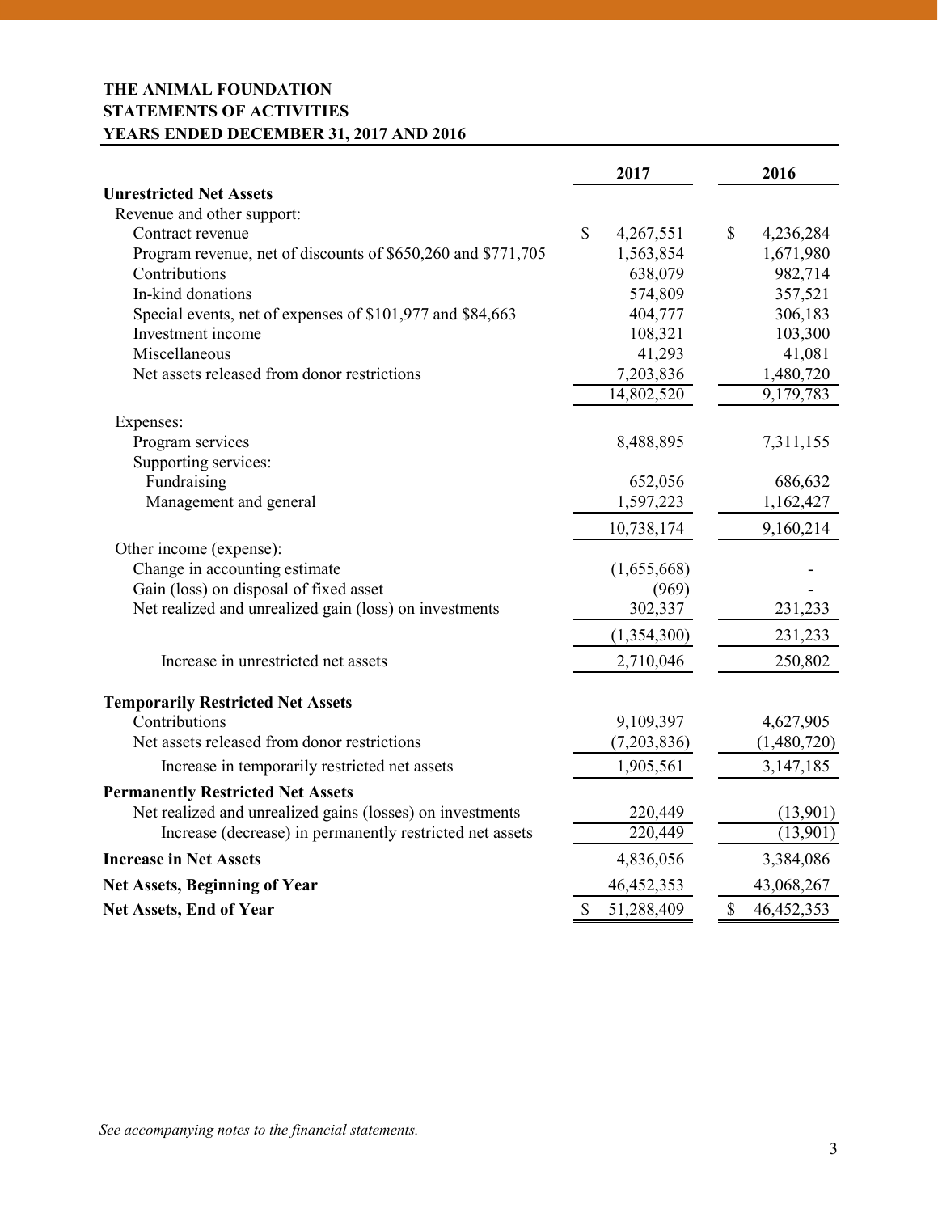**THE ANIMAL FOUNDATION**
**STATEMENTS OF ACTIVITIES**
**YEARS ENDED DECEMBER 31, 2017 AND 2016**

| | 2017 | 2016 |
|---|---|---|
| **Unrestricted Net Assets** | | |
| Revenue and other support: | | |
| Contract revenue | $ 4,267,551 | $ 4,236,284 |
| Program revenue, net of discounts of $650,260 and $771,705 | 1,563,854 | 1,671,980 |
| Contributions | 638,079 | 982,714 |
| In-kind donations | 574,809 | 357,521 |
| Special events, net of expenses of $101,977 and $84,663 | 404,777 | 306,183 |
| Investment income | 108,321 | 103,300 |
| Miscellaneous | 41,293 | 41,081 |
| Net assets released from donor restrictions | 7,203,836 | 1,480,720 |
| | 14,802,520 | 9,179,783 |
| Expenses: | | |
| Program services | 8,488,895 | 7,311,155 |
| Supporting services: | | |
| Fundraising | 652,056 | 686,632 |
| Management and general | 1,597,223 | 1,162,427 |
| | 10,738,174 | 9,160,214 |
| Other income (expense): | | |
| Change in accounting estimate | (1,655,668) | - |
| Gain (loss) on disposal of fixed asset | (969) | - |
| Net realized and unrealized gain (loss) on investments | 302,337 | 231,233 |
| | (1,354,300) | 231,233 |
| Increase in unrestricted net assets | 2,710,046 | 250,802 |
| **Temporarily Restricted Net Assets** | | |
| Contributions | 9,109,397 | 4,627,905 |
| Net assets released from donor restrictions | (7,203,836) | (1,480,720) |
| Increase in temporarily restricted net assets | 1,905,561 | 3,147,185 |
| **Permanently Restricted Net Assets** | | |
| Net realized and unrealized gains (losses) on investments | 220,449 | (13,901) |
| Increase (decrease) in permanently restricted net assets | 220,449 | (13,901) |
| **Increase in Net Assets** | 4,836,056 | 3,384,086 |
| **Net Assets, Beginning of Year** | 46,452,353 | 43,068,267 |
| **Net Assets, End of Year** | $ 51,288,409 | $ 46,452,353 |

*See accompanying notes to the financial statements.*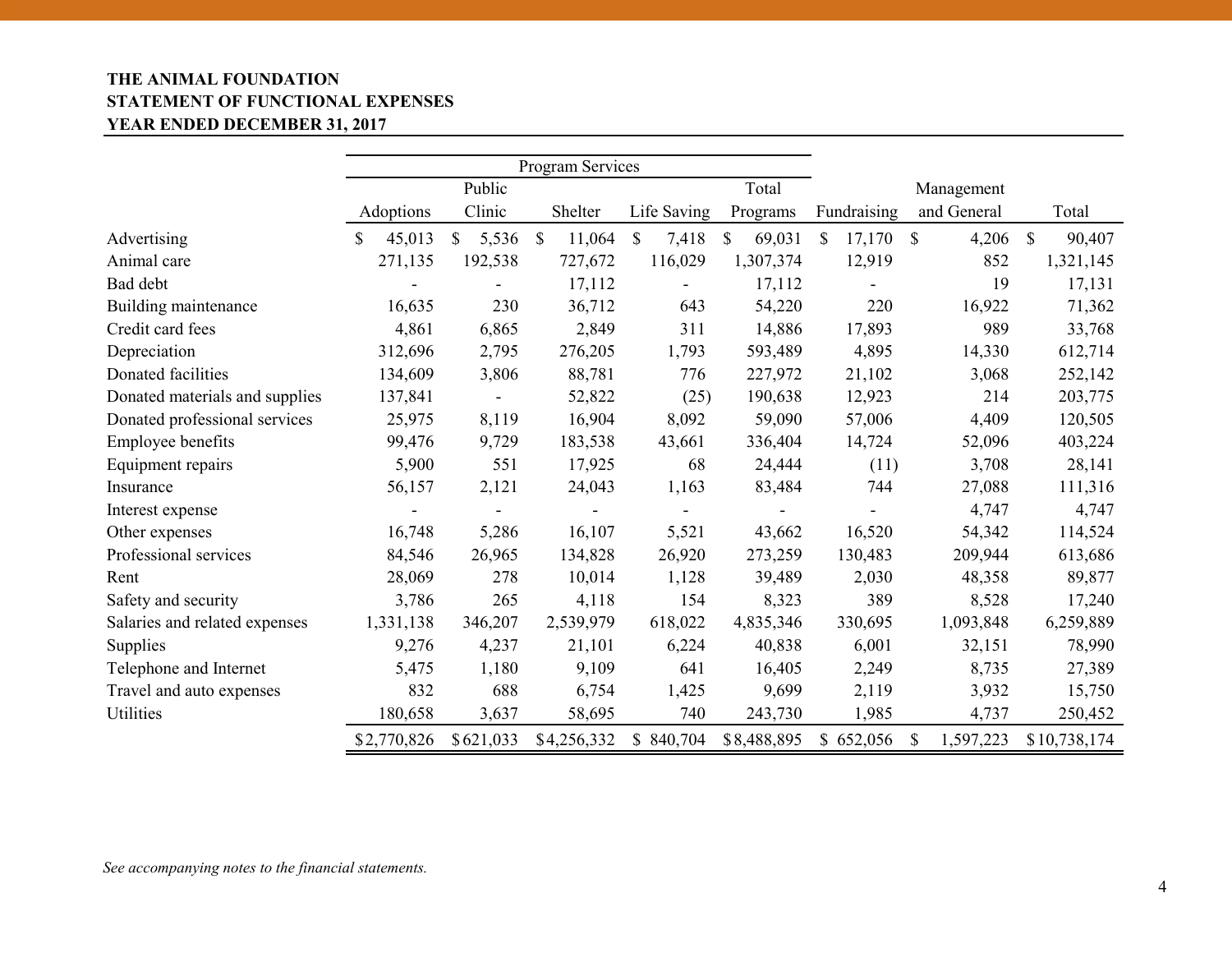**THE ANIMAL FOUNDATION**
**STATEMENT OF FUNCTIONAL EXPENSES**
**YEAR ENDED DECEMBER 31, 2017**

| | Program Services | | | | | | | |
|---|---|---|---|---|---|---|---|---|
| | Adoptions | Public Clinic | Shelter | Life Saving | Total Programs | Fundraising | Management and General | Total |
| Advertising | $ 45,013 | $ 5,536 | $ 11,064 | $ 7,418 | $ 69,031 | $ 17,170 | $ 4,206 | $ 90,407 |
| Animal care | 271,135 | 192,538 | 727,672 | 116,029 | 1,307,374 | 12,919 | 852 | 1,321,145 |
| Bad debt | - | - | 17,112 | - | 17,112 | - | 19 | 17,131 |
| Building maintenance | 16,635 | 230 | 36,712 | 643 | 54,220 | 220 | 16,922 | 71,362 |
| Credit card fees | 4,861 | 6,865 | 2,849 | 311 | 14,886 | 17,893 | 989 | 33,768 |
| Depreciation | 312,696 | 2,795 | 276,205 | 1,793 | 593,489 | 4,895 | 14,330 | 612,714 |
| Donated facilities | 134,609 | 3,806 | 88,781 | 776 | 227,972 | 21,102 | 3,068 | 252,142 |
| Donated materials and supplies | 137,841 | - | 52,822 | (25) | 190,638 | 12,923 | 214 | 203,775 |
| Donated professional services | 25,975 | 8,119 | 16,904 | 8,092 | 59,090 | 57,006 | 4,409 | 120,505 |
| Employee benefits | 99,476 | 9,729 | 183,538 | 43,661 | 336,404 | 14,724 | 52,096 | 403,224 |
| Equipment repairs | 5,900 | 551 | 17,925 | 68 | 24,444 | (11) | 3,708 | 28,141 |
| Insurance | 56,157 | 2,121 | 24,043 | 1,163 | 83,484 | 744 | 27,088 | 111,316 |
| Interest expense | - | - | - | - | - | - | 4,747 | 4,747 |
| Other expenses | 16,748 | 5,286 | 16,107 | 5,521 | 43,662 | 16,520 | 54,342 | 114,524 |
| Professional services | 84,546 | 26,965 | 134,828 | 26,920 | 273,259 | 130,483 | 209,944 | 613,686 |
| Rent | 28,069 | 278 | 10,014 | 1,128 | 39,489 | 2,030 | 48,358 | 89,877 |
| Safety and security | 3,786 | 265 | 4,118 | 154 | 8,323 | 389 | 8,528 | 17,240 |
| Salaries and related expenses | 1,331,138 | 346,207 | 2,539,979 | 618,022 | 4,835,346 | 330,695 | 1,093,848 | 6,259,889 |
| Supplies | 9,276 | 4,237 | 21,101 | 6,224 | 40,838 | 6,001 | 32,151 | 78,990 |
| Telephone and Internet | 5,475 | 1,180 | 9,109 | 641 | 16,405 | 2,249 | 8,735 | 27,389 |
| Travel and auto expenses | 832 | 688 | 6,754 | 1,425 | 9,699 | 2,119 | 3,932 | 15,750 |
| Utilities | 180,658 | 3,637 | 58,695 | 740 | 243,730 | 1,985 | 4,737 | 250,452 |
| | $2,770,826 | $621,033 | $4,256,332 | $ 840,704 | $8,488,895 | $ 652,056 | $ 1,597,223 | $10,738,174 |

*See accompanying notes to the financial statements.*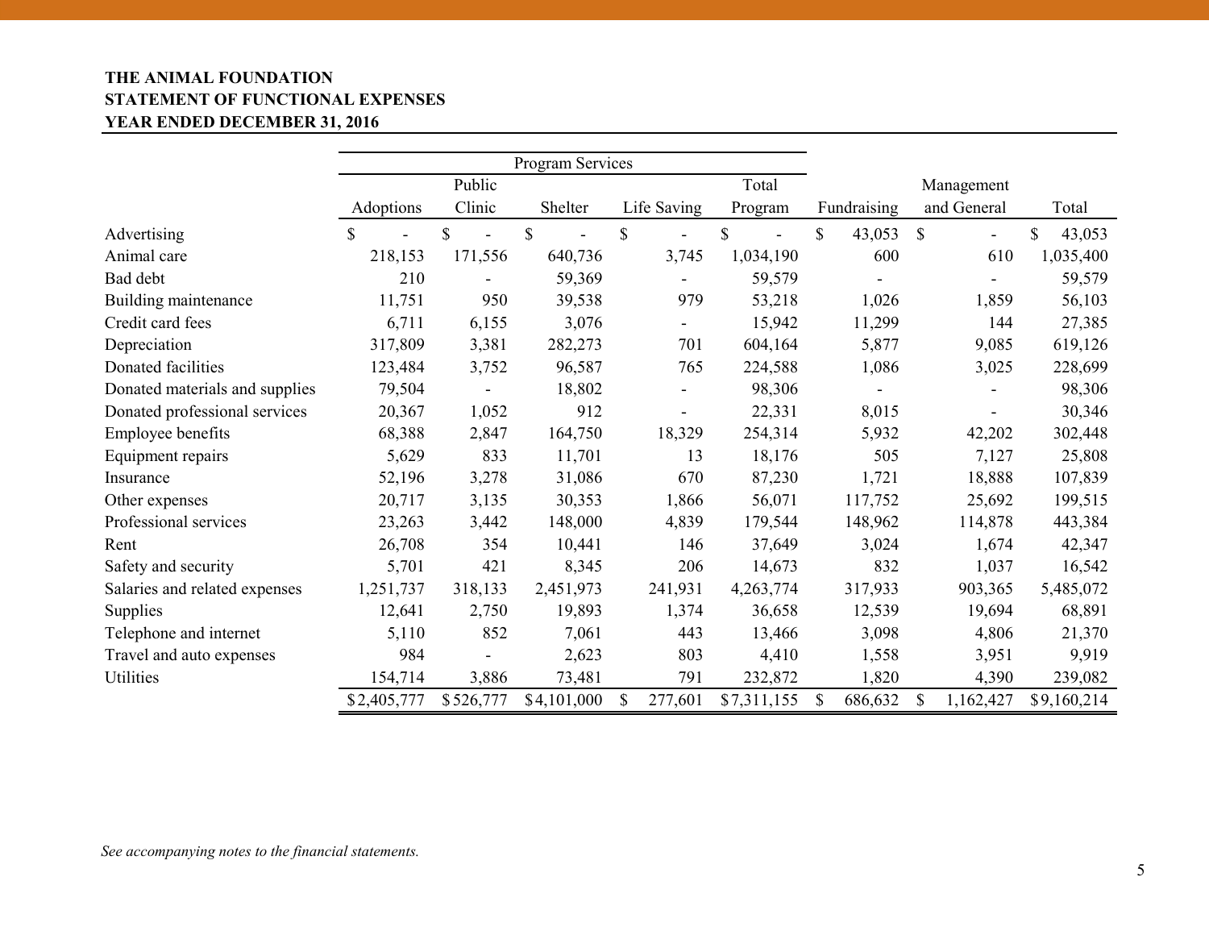**THE ANIMAL FOUNDATION**
**STATEMENT OF FUNCTIONAL EXPENSES**
**YEAR ENDED DECEMBER 31, 2016**

| | Program Services | | | | | | | |
|---|---|---|---|---|---|---|---|---|
| | Adoptions | Public Clinic | Shelter | Life Saving | Total Program | Fundraising | Management and General | Total |
| Advertising | $ - | $ - | $ - | $ - | $ - | $ 43,053 | $ - | $ 43,053 |
| Animal care | 218,153 | 171,556 | 640,736 | 3,745 | 1,034,190 | 600 | 610 | 1,035,400 |
| Bad debt | 210 | - | 59,369 | - | 59,579 | - | - | 59,579 |
| Building maintenance | 11,751 | 950 | 39,538 | 979 | 53,218 | 1,026 | 1,859 | 56,103 |
| Credit card fees | 6,711 | 6,155 | 3,076 | - | 15,942 | 11,299 | 144 | 27,385 |
| Depreciation | 317,809 | 3,381 | 282,273 | 701 | 604,164 | 5,877 | 9,085 | 619,126 |
| Donated facilities | 123,484 | 3,752 | 96,587 | 765 | 224,588 | 1,086 | 3,025 | 228,699 |
| Donated materials and supplies | 79,504 | - | 18,802 | - | 98,306 | - | - | 98,306 |
| Donated professional services | 20,367 | 1,052 | 912 | - | 22,331 | 8,015 | - | 30,346 |
| Employee benefits | 68,388 | 2,847 | 164,750 | 18,329 | 254,314 | 5,932 | 42,202 | 302,448 |
| Equipment repairs | 5,629 | 833 | 11,701 | 13 | 18,176 | 505 | 7,127 | 25,808 |
| Insurance | 52,196 | 3,278 | 31,086 | 670 | 87,230 | 1,721 | 18,888 | 107,839 |
| Other expenses | 20,717 | 3,135 | 30,353 | 1,866 | 56,071 | 117,752 | 25,692 | 199,515 |
| Professional services | 23,263 | 3,442 | 148,000 | 4,839 | 179,544 | 148,962 | 114,878 | 443,384 |
| Rent | 26,708 | 354 | 10,441 | 146 | 37,649 | 3,024 | 1,674 | 42,347 |
| Safety and security | 5,701 | 421 | 8,345 | 206 | 14,673 | 832 | 1,037 | 16,542 |
| Salaries and related expenses | 1,251,737 | 318,133 | 2,451,973 | 241,931 | 4,263,774 | 317,933 | 903,365 | 5,485,072 |
| Supplies | 12,641 | 2,750 | 19,893 | 1,374 | 36,658 | 12,539 | 19,694 | 68,891 |
| Telephone and internet | 5,110 | 852 | 7,061 | 443 | 13,466 | 3,098 | 4,806 | 21,370 |
| Travel and auto expenses | 984 | - | 2,623 | 803 | 4,410 | 1,558 | 3,951 | 9,919 |
| Utilities | 154,714 | 3,886 | 73,481 | 791 | 232,872 | 1,820 | 4,390 | 239,082 |
| | $2,405,777 | $526,777 | $4,101,000 | $ 277,601 | $7,311,155 | $ 686,632 | $ 1,162,427 | $9,160,214 |

*See accompanying notes to the financial statements.*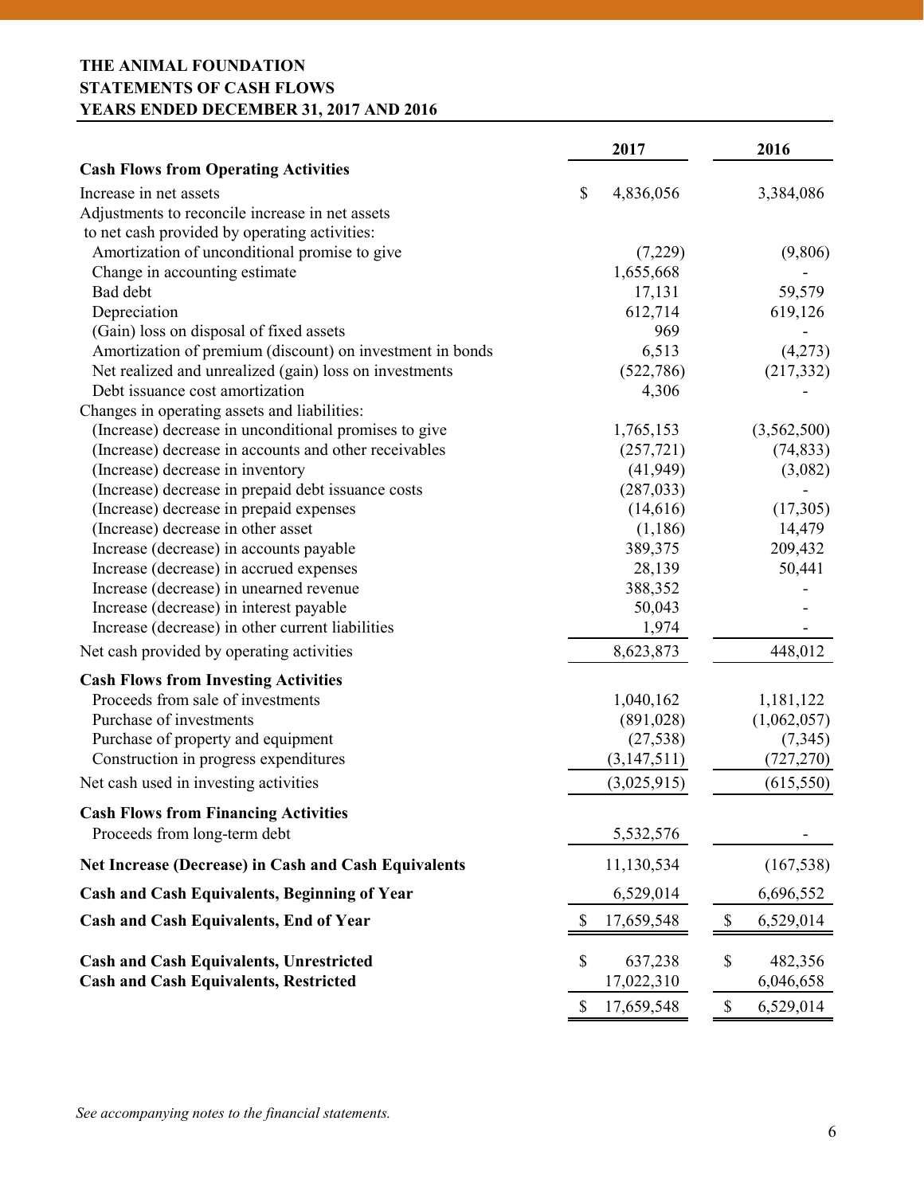# THE ANIMAL FOUNDATION
## STATEMENTS OF CASH FLOWS
## YEARS ENDED DECEMBER 31, 2017 AND 2016

| | 2017 | 2016 |
|---|---|---|
| **Cash Flows from Operating Activities** | | |
| Increase in net assets | $ 4,836,056 | 3,384,086 |
| Adjustments to reconcile increase in net assets to net cash provided by operating activities: | | |
| Amortization of unconditional promise to give | (7,229) | (9,806) |
| Change in accounting estimate | 1,655,668 | - |
| Bad debt | 17,131 | 59,579 |
| Depreciation | 612,714 | 619,126 |
| (Gain) loss on disposal of fixed assets | 969 | - |
| Amortization of premium (discount) on investment in bonds | 6,513 | (4,273) |
| Net realized and unrealized (gain) loss on investments | (522,786) | (217,332) |
| Debt issuance cost amortization | 4,306 | - |
| Changes in operating assets and liabilities: | | |
| (Increase) decrease in unconditional promises to give | 1,765,153 | (3,562,500) |
| (Increase) decrease in accounts and other receivables | (257,721) | (74,833) |
| (Increase) decrease in inventory | (41,949) | (3,082) |
| (Increase) decrease in prepaid debt issuance costs | (287,033) | - |
| (Increase) decrease in prepaid expenses | (14,616) | (17,305) |
| (Increase) decrease in other asset | (1,186) | 14,479 |
| Increase (decrease) in accounts payable | 389,375 | 209,432 |
| Increase (decrease) in accrued expenses | 28,139 | 50,441 |
| Increase (decrease) in unearned revenue | 388,352 | - |
| Increase (decrease) in interest payable | 50,043 | - |
| Increase (decrease) in other current liabilities | 1,974 | - |
| Net cash provided by operating activities | 8,623,873 | 448,012 |
| **Cash Flows from Investing Activities** | | |
| Proceeds from sale of investments | 1,040,162 | 1,181,122 |
| Purchase of investments | (891,028) | (1,062,057) |
| Purchase of property and equipment | (27,538) | (7,345) |
| Construction in progress expenditures | (3,147,511) | (727,270) |
| Net cash used in investing activities | (3,025,915) | (615,550) |
| **Cash Flows from Financing Activities** | | |
| Proceeds from long-term debt | 5,532,576 | - |
| **Net Increase (Decrease) in Cash and Cash Equivalents** | 11,130,534 | (167,538) |
| **Cash and Cash Equivalents, Beginning of Year** | 6,529,014 | 6,696,552 |
| **Cash and Cash Equivalents, End of Year** | $ 17,659,548 | $ 6,529,014 |
| **Cash and Cash Equivalents, Unrestricted** | $ 637,238 | $ 482,356 |
| **Cash and Cash Equivalents, Restricted** | 17,022,310 | 6,046,658 |
| | $ 17,659,548 | $ 6,529,014 |

*See accompanying notes to the financial statements.*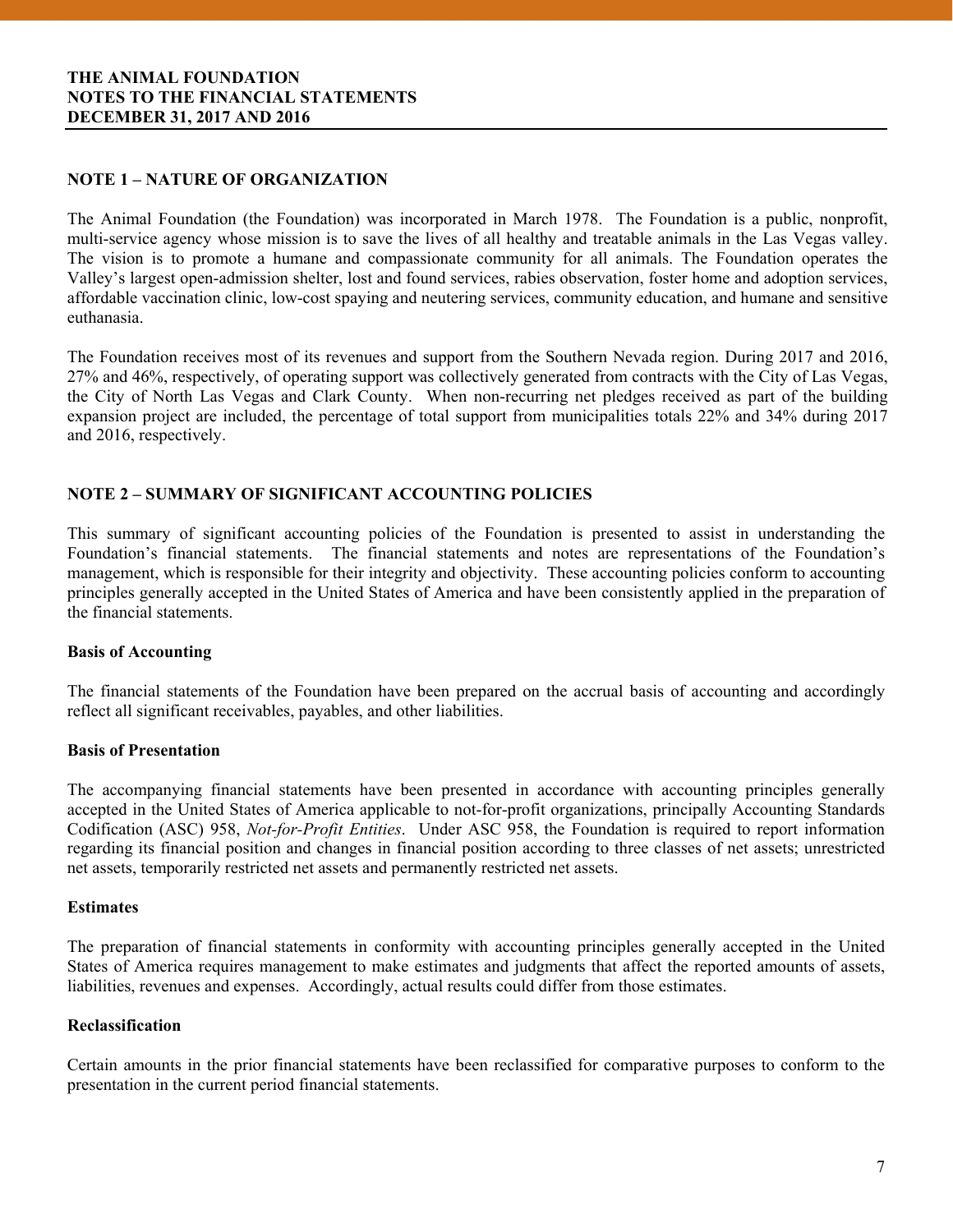**THE ANIMAL FOUNDATION**
**NOTES TO THE FINANCIAL STATEMENTS**
**DECEMBER 31, 2017 AND 2016**

## NOTE 1 – NATURE OF ORGANIZATION

The Animal Foundation (the Foundation) was incorporated in March 1978. The Foundation is a public, nonprofit, multi-service agency whose mission is to save the lives of all healthy and treatable animals in the Las Vegas valley. The vision is to promote a humane and compassionate community for all animals. The Foundation operates the Valley's largest open-admission shelter, lost and found services, rabies observation, foster home and adoption services, affordable vaccination clinic, low-cost spaying and neutering services, community education, and humane and sensitive euthanasia.

The Foundation receives most of its revenues and support from the Southern Nevada region. During 2017 and 2016, 27% and 46%, respectively, of operating support was collectively generated from contracts with the City of Las Vegas, the City of North Las Vegas and Clark County. When non-recurring net pledges received as part of the building expansion project are included, the percentage of total support from municipalities totals 22% and 34% during 2017 and 2016, respectively.

## NOTE 2 – SUMMARY OF SIGNIFICANT ACCOUNTING POLICIES

This summary of significant accounting policies of the Foundation is presented to assist in understanding the Foundation's financial statements. The financial statements and notes are representations of the Foundation's management, which is responsible for their integrity and objectivity. These accounting policies conform to accounting principles generally accepted in the United States of America and have been consistently applied in the preparation of the financial statements.

### Basis of Accounting

The financial statements of the Foundation have been prepared on the accrual basis of accounting and accordingly reflect all significant receivables, payables, and other liabilities.

### Basis of Presentation

The accompanying financial statements have been presented in accordance with accounting principles generally accepted in the United States of America applicable to not-for-profit organizations, principally Accounting Standards Codification (ASC) 958, *Not-for-Profit Entities*. Under ASC 958, the Foundation is required to report information regarding its financial position and changes in financial position according to three classes of net assets; unrestricted net assets, temporarily restricted net assets and permanently restricted net assets.

### Estimates

The preparation of financial statements in conformity with accounting principles generally accepted in the United States of America requires management to make estimates and judgments that affect the reported amounts of assets, liabilities, revenues and expenses. Accordingly, actual results could differ from those estimates.

### Reclassification

Certain amounts in the prior financial statements have been reclassified for comparative purposes to conform to the presentation in the current period financial statements.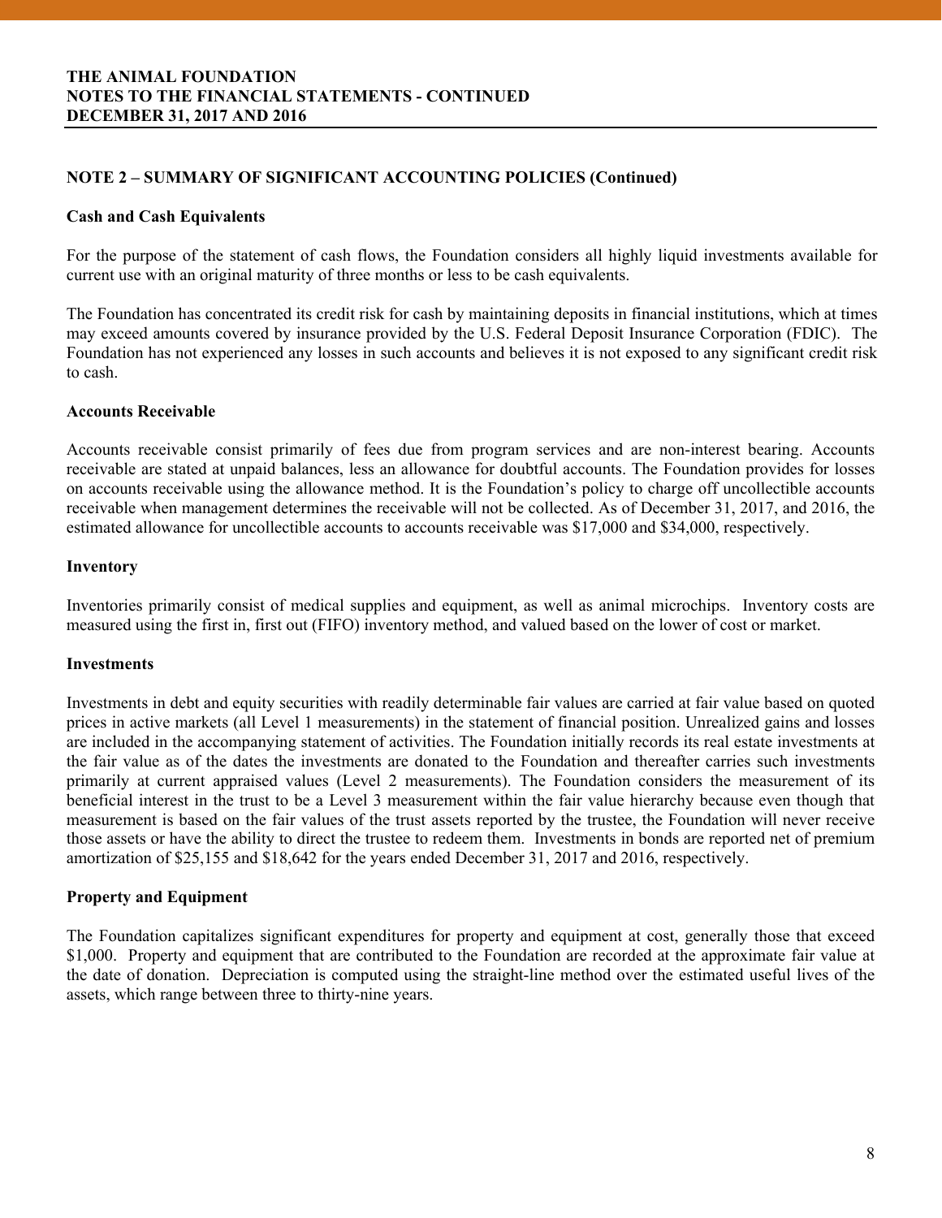## NOTE 2 – SUMMARY OF SIGNIFICANT ACCOUNTING POLICIES (Continued)

### Cash and Cash Equivalents

For the purpose of the statement of cash flows, the Foundation considers all highly liquid investments available for current use with an original maturity of three months or less to be cash equivalents.

The Foundation has concentrated its credit risk for cash by maintaining deposits in financial institutions, which at times may exceed amounts covered by insurance provided by the U.S. Federal Deposit Insurance Corporation (FDIC). The Foundation has not experienced any losses in such accounts and believes it is not exposed to any significant credit risk to cash.

### Accounts Receivable

Accounts receivable consist primarily of fees due from program services and are non-interest bearing. Accounts receivable are stated at unpaid balances, less an allowance for doubtful accounts. The Foundation provides for losses on accounts receivable using the allowance method. It is the Foundation's policy to charge off uncollectible accounts receivable when management determines the receivable will not be collected. As of December 31, 2017, and 2016, the estimated allowance for uncollectible accounts to accounts receivable was $17,000 and $34,000, respectively.

### Inventory

Inventories primarily consist of medical supplies and equipment, as well as animal microchips. Inventory costs are measured using the first in, first out (FIFO) inventory method, and valued based on the lower of cost or market.

### Investments

Investments in debt and equity securities with readily determinable fair values are carried at fair value based on quoted prices in active markets (all Level 1 measurements) in the statement of financial position. Unrealized gains and losses are included in the accompanying statement of activities. The Foundation initially records its real estate investments at the fair value as of the dates the investments are donated to the Foundation and thereafter carries such investments primarily at current appraised values (Level 2 measurements). The Foundation considers the measurement of its beneficial interest in the trust to be a Level 3 measurement within the fair value hierarchy because even though that measurement is based on the fair values of the trust assets reported by the trustee, the Foundation will never receive those assets or have the ability to direct the trustee to redeem them. Investments in bonds are reported net of premium amortization of $25,155 and $18,642 for the years ended December 31, 2017 and 2016, respectively.

### Property and Equipment

The Foundation capitalizes significant expenditures for property and equipment at cost, generally those that exceed $1,000. Property and equipment that are contributed to the Foundation are recorded at the approximate fair value at the date of donation. Depreciation is computed using the straight-line method over the estimated useful lives of the assets, which range between three to thirty-nine years.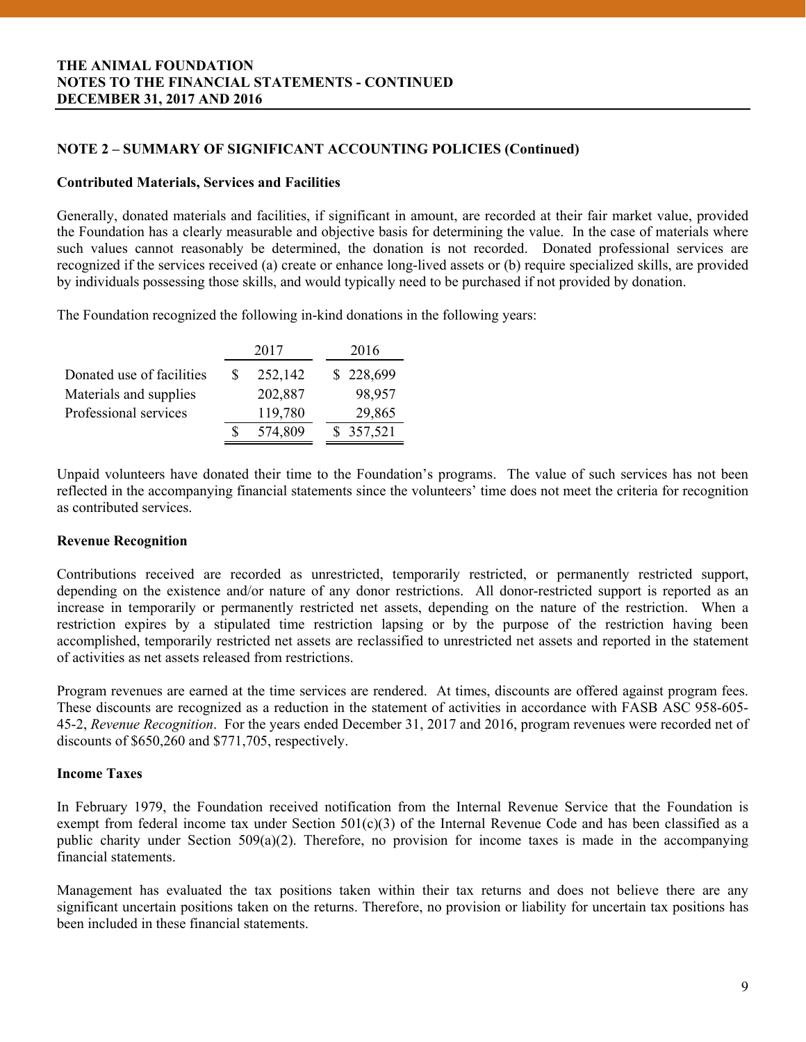## NOTE 2 – SUMMARY OF SIGNIFICANT ACCOUNTING POLICIES (Continued)

### Contributed Materials, Services and Facilities

Generally, donated materials and facilities, if significant in amount, are recorded at their fair market value, provided the Foundation has a clearly measurable and objective basis for determining the value. In the case of materials where such values cannot reasonably be determined, the donation is not recorded. Donated professional services are recognized if the services received (a) create or enhance long-lived assets or (b) require specialized skills, are provided by individuals possessing those skills, and would typically need to be purchased if not provided by donation.

The Foundation recognized the following in-kind donations in the following years:

| | 2017 | 2016 |
|---|---|---|
| Donated use of facilities | $ 252,142 | $ 228,699 |
| Materials and supplies | 202,887 | 98,957 |
| Professional services | 119,780 | 29,865 |
| | $ 574,809 | $ 357,521 |

Unpaid volunteers have donated their time to the Foundation's programs. The value of such services has not been reflected in the accompanying financial statements since the volunteers' time does not meet the criteria for recognition as contributed services.

### Revenue Recognition

Contributions received are recorded as unrestricted, temporarily restricted, or permanently restricted support, depending on the existence and/or nature of any donor restrictions. All donor-restricted support is reported as an increase in temporarily or permanently restricted net assets, depending on the nature of the restriction. When a restriction expires by a stipulated time restriction lapsing or by the purpose of the restriction having been accomplished, temporarily restricted net assets are reclassified to unrestricted net assets and reported in the statement of activities as net assets released from restrictions.

Program revenues are earned at the time services are rendered. At times, discounts are offered against program fees. These discounts are recognized as a reduction in the statement of activities in accordance with FASB ASC 958-605-45-2, *Revenue Recognition*. For the years ended December 31, 2017 and 2016, program revenues were recorded net of discounts of $650,260 and $771,705, respectively.

### Income Taxes

In February 1979, the Foundation received notification from the Internal Revenue Service that the Foundation is exempt from federal income tax under Section 501(c)(3) of the Internal Revenue Code and has been classified as a public charity under Section 509(a)(2). Therefore, no provision for income taxes is made in the accompanying financial statements.

Management has evaluated the tax positions taken within their tax returns and does not believe there are any significant uncertain positions taken on the returns. Therefore, no provision or liability for uncertain tax positions has been included in these financial statements.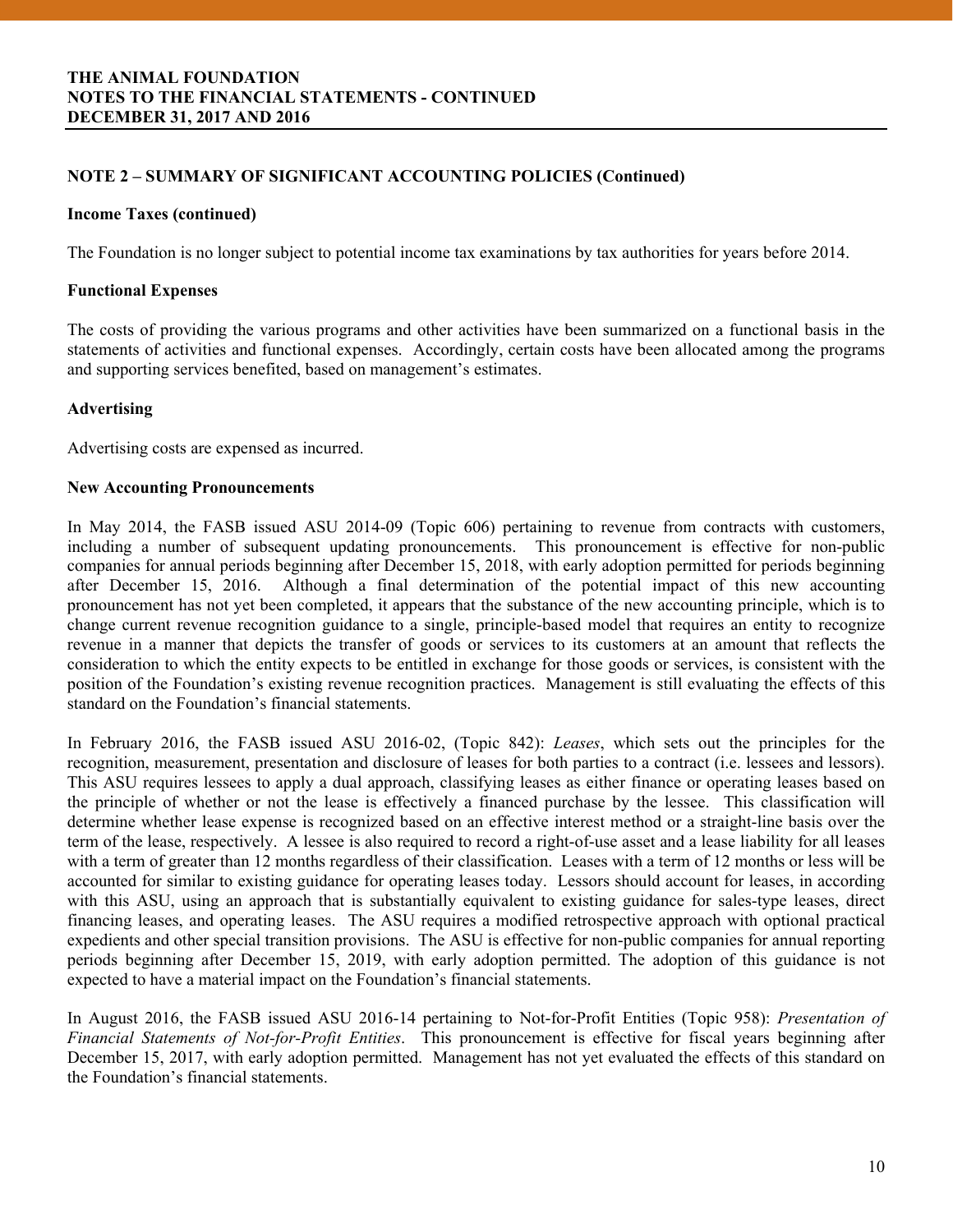**THE ANIMAL FOUNDATION**
**NOTES TO THE FINANCIAL STATEMENTS - CONTINUED**
**DECEMBER 31, 2017 AND 2016**

## NOTE 2 – SUMMARY OF SIGNIFICANT ACCOUNTING POLICIES (Continued)

### Income Taxes (continued)

The Foundation is no longer subject to potential income tax examinations by tax authorities for years before 2014.

### Functional Expenses

The costs of providing the various programs and other activities have been summarized on a functional basis in the statements of activities and functional expenses. Accordingly, certain costs have been allocated among the programs and supporting services benefited, based on management's estimates.

### Advertising

Advertising costs are expensed as incurred.

### New Accounting Pronouncements

In May 2014, the FASB issued ASU 2014-09 (Topic 606) pertaining to revenue from contracts with customers, including a number of subsequent updating pronouncements. This pronouncement is effective for non-public companies for annual periods beginning after December 15, 2018, with early adoption permitted for periods beginning after December 15, 2016. Although a final determination of the potential impact of this new accounting pronouncement has not yet been completed, it appears that the substance of the new accounting principle, which is to change current revenue recognition guidance to a single, principle-based model that requires an entity to recognize revenue in a manner that depicts the transfer of goods or services to its customers at an amount that reflects the consideration to which the entity expects to be entitled in exchange for those goods or services, is consistent with the position of the Foundation's existing revenue recognition practices. Management is still evaluating the effects of this standard on the Foundation's financial statements.

In February 2016, the FASB issued ASU 2016-02, (Topic 842): *Leases*, which sets out the principles for the recognition, measurement, presentation and disclosure of leases for both parties to a contract (i.e. lessees and lessors). This ASU requires lessees to apply a dual approach, classifying leases as either finance or operating leases based on the principle of whether or not the lease is effectively a financed purchase by the lessee. This classification will determine whether lease expense is recognized based on an effective interest method or a straight-line basis over the term of the lease, respectively. A lessee is also required to record a right-of-use asset and a lease liability for all leases with a term of greater than 12 months regardless of their classification. Leases with a term of 12 months or less will be accounted for similar to existing guidance for operating leases today. Lessors should account for leases, in according with this ASU, using an approach that is substantially equivalent to existing guidance for sales-type leases, direct financing leases, and operating leases. The ASU requires a modified retrospective approach with optional practical expedients and other special transition provisions. The ASU is effective for non-public companies for annual reporting periods beginning after December 15, 2019, with early adoption permitted. The adoption of this guidance is not expected to have a material impact on the Foundation's financial statements.

In August 2016, the FASB issued ASU 2016-14 pertaining to Not-for-Profit Entities (Topic 958): *Presentation of Financial Statements of Not-for-Profit Entities*. This pronouncement is effective for fiscal years beginning after December 15, 2017, with early adoption permitted. Management has not yet evaluated the effects of this standard on the Foundation's financial statements.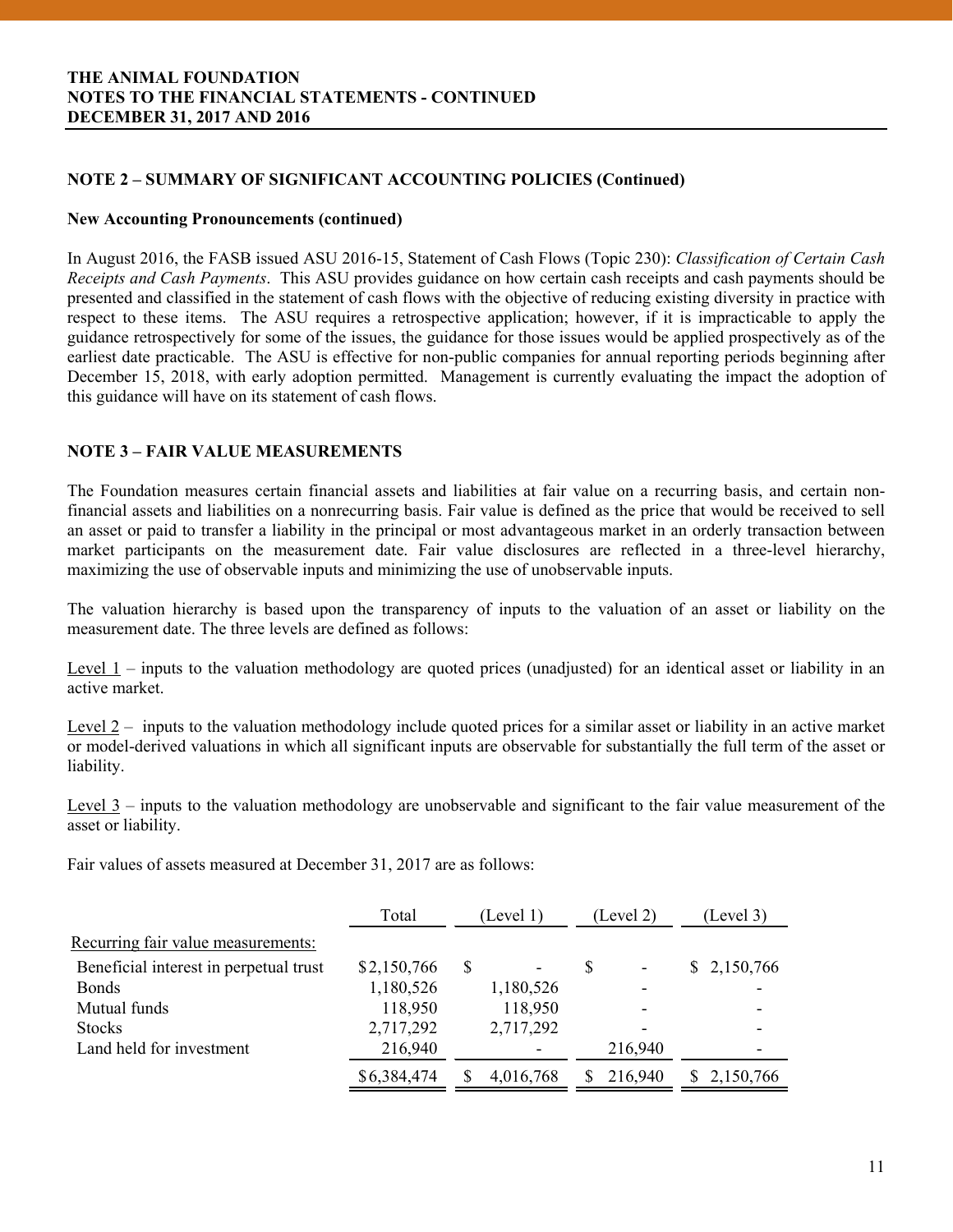**NOTE 2 – SUMMARY OF SIGNIFICANT ACCOUNTING POLICIES (Continued)**

**New Accounting Pronouncements (continued)**

In August 2016, the FASB issued ASU 2016-15, Statement of Cash Flows (Topic 230): *Classification of Certain Cash Receipts and Cash Payments*. This ASU provides guidance on how certain cash receipts and cash payments should be presented and classified in the statement of cash flows with the objective of reducing existing diversity in practice with respect to these items. The ASU requires a retrospective application; however, if it is impracticable to apply the guidance retrospectively for some of the issues, the guidance for those issues would be applied prospectively as of the earliest date practicable. The ASU is effective for non-public companies for annual reporting periods beginning after December 15, 2018, with early adoption permitted. Management is currently evaluating the impact the adoption of this guidance will have on its statement of cash flows.

## NOTE 3 – FAIR VALUE MEASUREMENTS

The Foundation measures certain financial assets and liabilities at fair value on a recurring basis, and certain non-financial assets and liabilities on a nonrecurring basis. Fair value is defined as the price that would be received to sell an asset or paid to transfer a liability in the principal or most advantageous market in an orderly transaction between market participants on the measurement date. Fair value disclosures are reflected in a three-level hierarchy, maximizing the use of observable inputs and minimizing the use of unobservable inputs.

The valuation hierarchy is based upon the transparency of inputs to the valuation of an asset or liability on the measurement date. The three levels are defined as follows:

Level 1 – inputs to the valuation methodology are quoted prices (unadjusted) for an identical asset or liability in an active market.

Level 2 – inputs to the valuation methodology include quoted prices for a similar asset or liability in an active market or model-derived valuations in which all significant inputs are observable for substantially the full term of the asset or liability.

Level 3 – inputs to the valuation methodology are unobservable and significant to the fair value measurement of the asset or liability.

Fair values of assets measured at December 31, 2017 are as follows:

| | Total | (Level 1) | (Level 2) | (Level 3) |
|---|---|---|---|---|
| Recurring fair value measurements: | | | | |
| Beneficial interest in perpetual trust | $2,150,766 | $ - | $ - | $ 2,150,766 |
| Bonds | 1,180,526 | 1,180,526 | - | - |
| Mutual funds | 118,950 | 118,950 | - | - |
| Stocks | 2,717,292 | 2,717,292 | - | - |
| Land held for investment | 216,940 | - | 216,940 | - |
| | $6,384,474 | $ 4,016,768 | $ 216,940 | $ 2,150,766 |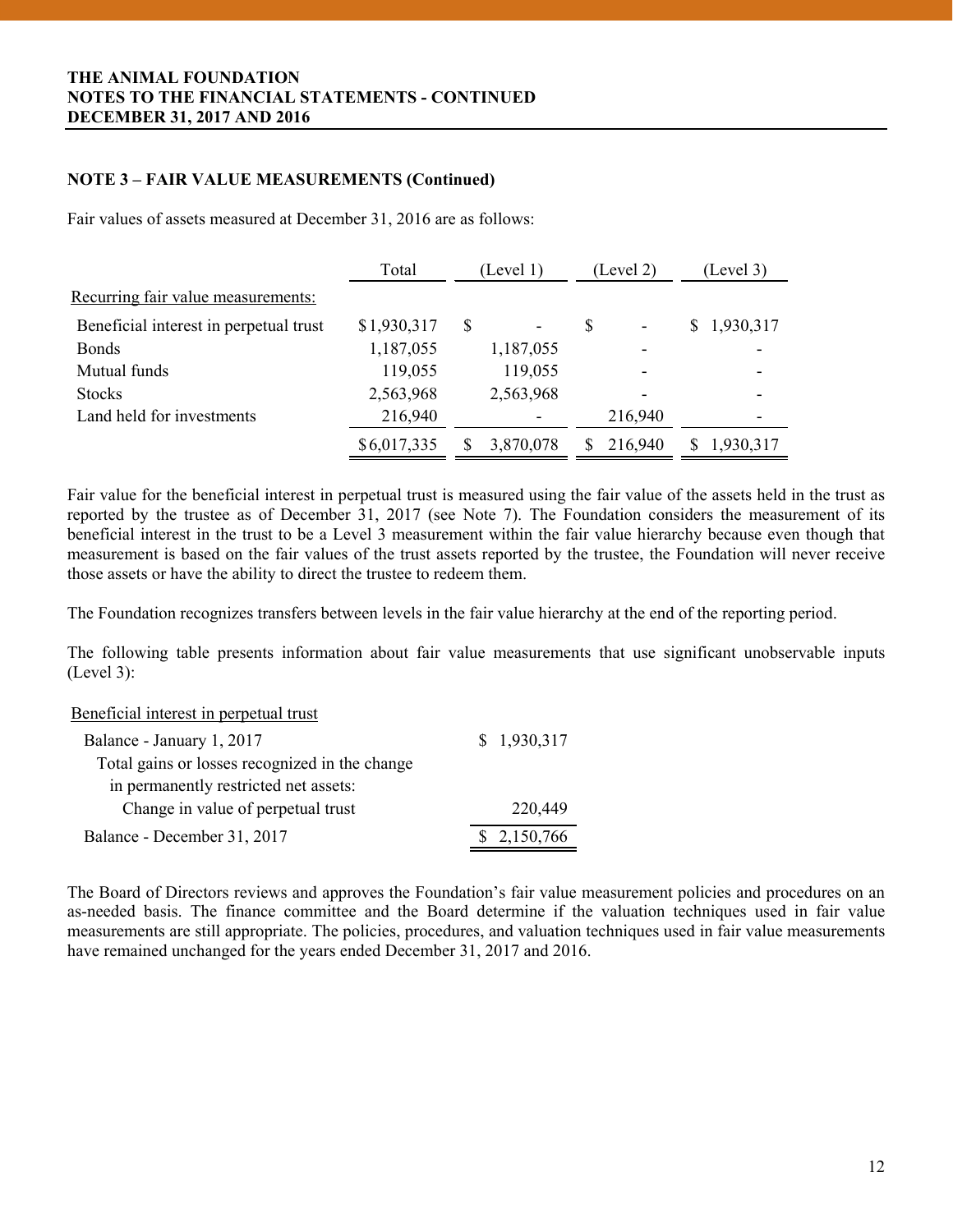**THE ANIMAL FOUNDATION**
**NOTES TO THE FINANCIAL STATEMENTS - CONTINUED**
**DECEMBER 31, 2017 AND 2016**

## NOTE 3 – FAIR VALUE MEASUREMENTS (Continued)

Fair values of assets measured at December 31, 2016 are as follows:

| | Total | (Level 1) | (Level 2) | (Level 3) |
|---|---|---|---|---|
| Recurring fair value measurements: | | | | |
| Beneficial interest in perpetual trust | $1,930,317 | $ - | $ - | $ 1,930,317 |
| Bonds | 1,187,055 | 1,187,055 | - | - |
| Mutual funds | 119,055 | 119,055 | - | - |
| Stocks | 2,563,968 | 2,563,968 | - | - |
| Land held for investments | 216,940 | - | 216,940 | - |
| | $6,017,335 | $ 3,870,078 | $ 216,940 | $ 1,930,317 |

Fair value for the beneficial interest in perpetual trust is measured using the fair value of the assets held in the trust as reported by the trustee as of December 31, 2017 (see Note 7). The Foundation considers the measurement of its beneficial interest in the trust to be a Level 3 measurement within the fair value hierarchy because even though that measurement is based on the fair values of the trust assets reported by the trustee, the Foundation will never receive those assets or have the ability to direct the trustee to redeem them.

The Foundation recognizes transfers between levels in the fair value hierarchy at the end of the reporting period.

The following table presents information about fair value measurements that use significant unobservable inputs (Level 3):

| Beneficial interest in perpetual trust | |
|---|---|
| Balance - January 1, 2017 | $ 1,930,317 |
| Total gains or losses recognized in the change in permanently restricted net assets: | |
| Change in value of perpetual trust | 220,449 |
| Balance - December 31, 2017 | $ 2,150,766 |

The Board of Directors reviews and approves the Foundation's fair value measurement policies and procedures on an as-needed basis. The finance committee and the Board determine if the valuation techniques used in fair value measurements are still appropriate. The policies, procedures, and valuation techniques used in fair value measurements have remained unchanged for the years ended December 31, 2017 and 2016.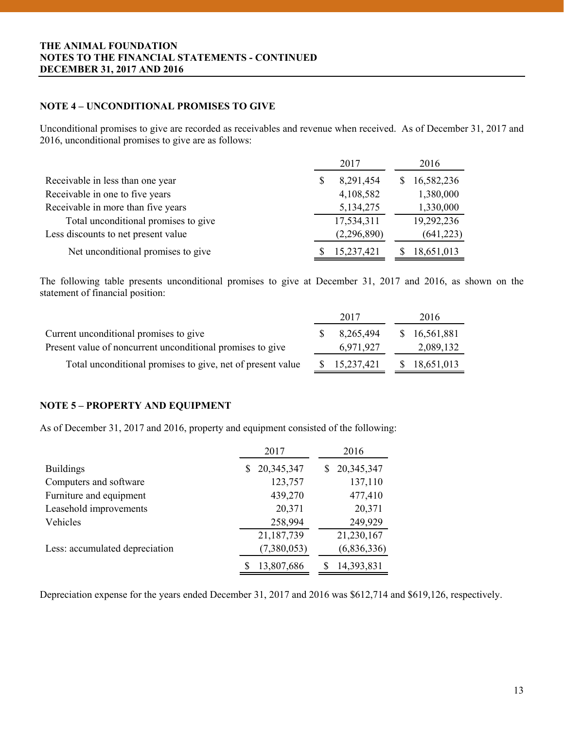**THE ANIMAL FOUNDATION**
**NOTES TO THE FINANCIAL STATEMENTS - CONTINUED**
**DECEMBER 31, 2017 AND 2016**

## NOTE 4 – UNCONDITIONAL PROMISES TO GIVE

Unconditional promises to give are recorded as receivables and revenue when received. As of December 31, 2017 and 2016, unconditional promises to give are as follows:

| | 2017 | 2016 |
|---|---|---|
| Receivable in less than one year | $ 8,291,454 | $ 16,582,236 |
| Receivable in one to five years | 4,108,582 | 1,380,000 |
| Receivable in more than five years | 5,134,275 | 1,330,000 |
| Total unconditional promises to give | 17,534,311 | 19,292,236 |
| Less discounts to net present value | (2,296,890) | (641,223) |
| Net unconditional promises to give | $ 15,237,421 | $ 18,651,013 |

The following table presents unconditional promises to give at December 31, 2017 and 2016, as shown on the statement of financial position:

| | 2017 | 2016 |
|---|---|---|
| Current unconditional promises to give | $ 8,265,494 | $ 16,561,881 |
| Present value of noncurrent unconditional promises to give | 6,971,927 | 2,089,132 |
| Total unconditional promises to give, net of present value | $ 15,237,421 | $ 18,651,013 |

## NOTE 5 – PROPERTY AND EQUIPMENT

As of December 31, 2017 and 2016, property and equipment consisted of the following:

| | 2017 | 2016 |
|---|---|---|
| Buildings | $ 20,345,347 | $ 20,345,347 |
| Computers and software | 123,757 | 137,110 |
| Furniture and equipment | 439,270 | 477,410 |
| Leasehold improvements | 20,371 | 20,371 |
| Vehicles | 258,994 | 249,929 |
| | 21,187,739 | 21,230,167 |
| Less: accumulated depreciation | (7,380,053) | (6,836,336) |
| | $ 13,807,686 | $ 14,393,831 |

Depreciation expense for the years ended December 31, 2017 and 2016 was $612,714 and $619,126, respectively.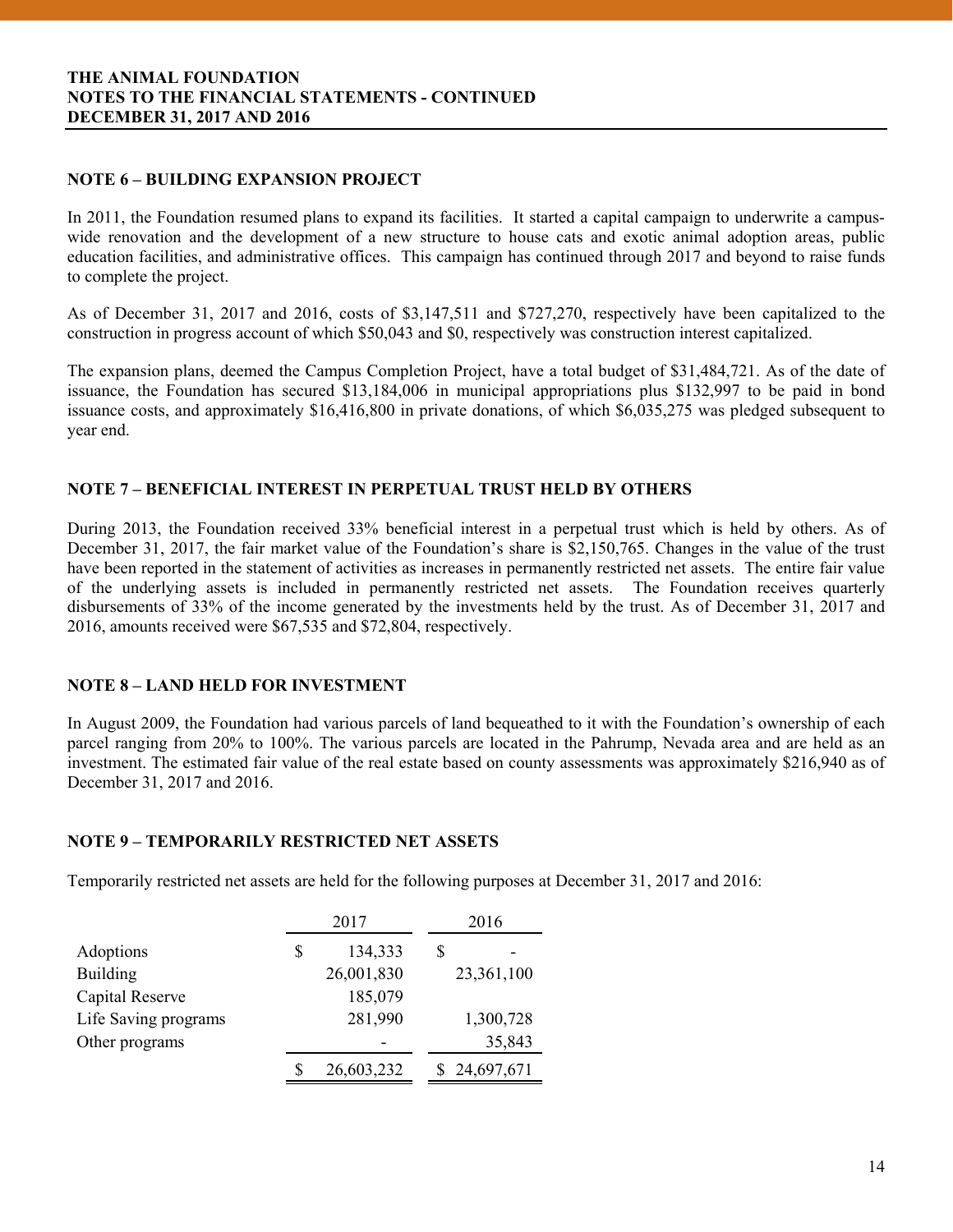**THE ANIMAL FOUNDATION**
**NOTES TO THE FINANCIAL STATEMENTS - CONTINUED**
**DECEMBER 31, 2017 AND 2016**

## NOTE 6 – BUILDING EXPANSION PROJECT

In 2011, the Foundation resumed plans to expand its facilities. It started a capital campaign to underwrite a campus-wide renovation and the development of a new structure to house cats and exotic animal adoption areas, public education facilities, and administrative offices. This campaign has continued through 2017 and beyond to raise funds to complete the project.

As of December 31, 2017 and 2016, costs of $3,147,511 and $727,270, respectively have been capitalized to the construction in progress account of which $50,043 and $0, respectively was construction interest capitalized.

The expansion plans, deemed the Campus Completion Project, have a total budget of $31,484,721. As of the date of issuance, the Foundation has secured $13,184,006 in municipal appropriations plus $132,997 to be paid in bond issuance costs, and approximately $16,416,800 in private donations, of which $6,035,275 was pledged subsequent to year end.

## NOTE 7 – BENEFICIAL INTEREST IN PERPETUAL TRUST HELD BY OTHERS

During 2013, the Foundation received 33% beneficial interest in a perpetual trust which is held by others. As of December 31, 2017, the fair market value of the Foundation's share is $2,150,765. Changes in the value of the trust have been reported in the statement of activities as increases in permanently restricted net assets. The entire fair value of the underlying assets is included in permanently restricted net assets. The Foundation receives quarterly disbursements of 33% of the income generated by the investments held by the trust. As of December 31, 2017 and 2016, amounts received were $67,535 and $72,804, respectively.

## NOTE 8 – LAND HELD FOR INVESTMENT

In August 2009, the Foundation had various parcels of land bequeathed to it with the Foundation's ownership of each parcel ranging from 20% to 100%. The various parcels are located in the Pahrump, Nevada area and are held as an investment. The estimated fair value of the real estate based on county assessments was approximately $216,940 as of December 31, 2017 and 2016.

## NOTE 9 – TEMPORARILY RESTRICTED NET ASSETS

Temporarily restricted net assets are held for the following purposes at December 31, 2017 and 2016:

| | 2017 | 2016 |
|---|---|---|
| Adoptions | $ 134,333 | $ - |
| Building | 26,001,830 | 23,361,100 |
| Capital Reserve | 185,079 | |
| Life Saving programs | 281,990 | 1,300,728 |
| Other programs | - | 35,843 |
| | $ 26,603,232 | $ 24,697,671 |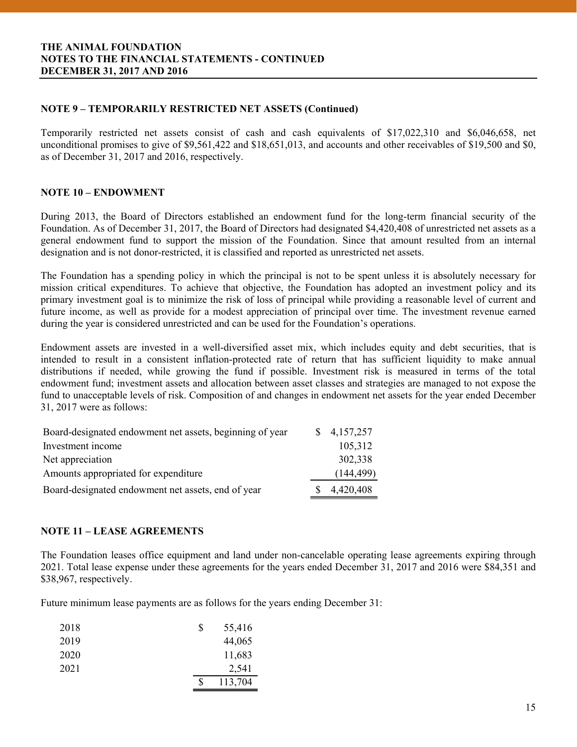## NOTE 9 – TEMPORARILY RESTRICTED NET ASSETS (Continued)

Temporarily restricted net assets consist of cash and cash equivalents of $17,022,310 and $6,046,658, net unconditional promises to give of $9,561,422 and $18,651,013, and accounts and other receivables of $19,500 and $0, as of December 31, 2017 and 2016, respectively.

## NOTE 10 – ENDOWMENT

During 2013, the Board of Directors established an endowment fund for the long-term financial security of the Foundation. As of December 31, 2017, the Board of Directors had designated $4,420,408 of unrestricted net assets as a general endowment fund to support the mission of the Foundation. Since that amount resulted from an internal designation and is not donor-restricted, it is classified and reported as unrestricted net assets.

The Foundation has a spending policy in which the principal is not to be spent unless it is absolutely necessary for mission critical expenditures. To achieve that objective, the Foundation has adopted an investment policy and its primary investment goal is to minimize the risk of loss of principal while providing a reasonable level of current and future income, as well as provide for a modest appreciation of principal over time. The investment revenue earned during the year is considered unrestricted and can be used for the Foundation's operations.

Endowment assets are invested in a well-diversified asset mix, which includes equity and debt securities, that is intended to result in a consistent inflation-protected rate of return that has sufficient liquidity to make annual distributions if needed, while growing the fund if possible. Investment risk is measured in terms of the total endowment fund; investment assets and allocation between asset classes and strategies are managed to not expose the fund to unacceptable levels of risk. Composition of and changes in endowment net assets for the year ended December 31, 2017 were as follows:

| | |
|---|---|
| Board-designated endowment net assets, beginning of year | $ 4,157,257 |
| Investment income | 105,312 |
| Net appreciation | 302,338 |
| Amounts appropriated for expenditure | (144,499) |
| Board-designated endowment net assets, end of year | $ 4,420,408 |

## NOTE 11 – LEASE AGREEMENTS

The Foundation leases office equipment and land under non-cancelable operating lease agreements expiring through 2021. Total lease expense under these agreements for the years ended December 31, 2017 and 2016 were $84,351 and $38,967, respectively.

Future minimum lease payments are as follows for the years ending December 31:

| | |
|---|---|
| 2018 | $ 55,416 |
| 2019 | 44,065 |
| 2020 | 11,683 |
| 2021 | 2,541 |
| | $ 113,704 |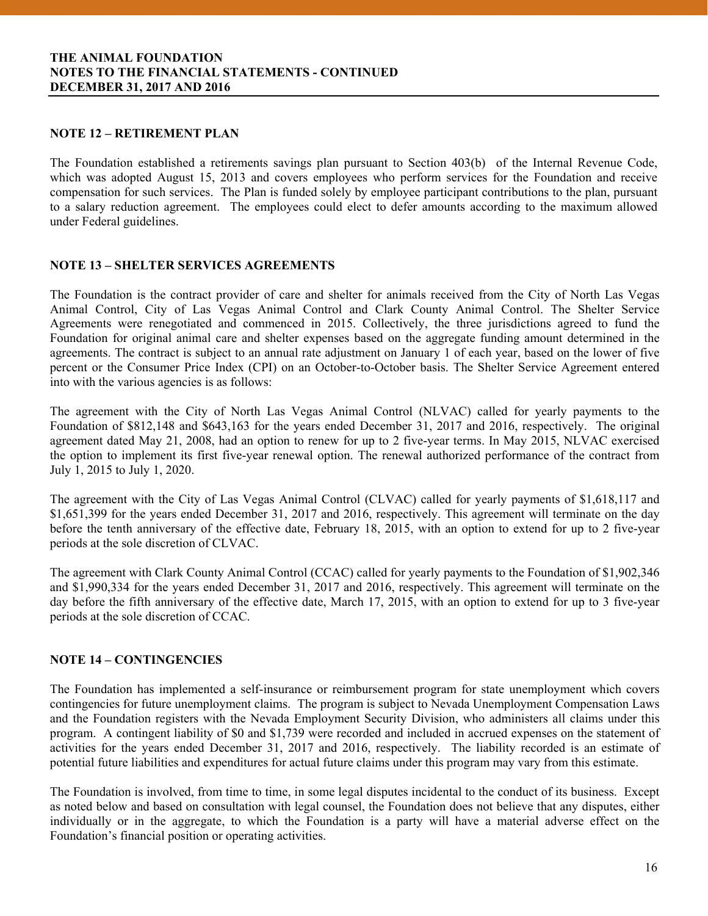## NOTE 12 – RETIREMENT PLAN

The Foundation established a retirements savings plan pursuant to Section 403(b) of the Internal Revenue Code, which was adopted August 15, 2013 and covers employees who perform services for the Foundation and receive compensation for such services. The Plan is funded solely by employee participant contributions to the plan, pursuant to a salary reduction agreement. The employees could elect to defer amounts according to the maximum allowed under Federal guidelines.

## NOTE 13 – SHELTER SERVICES AGREEMENTS

The Foundation is the contract provider of care and shelter for animals received from the City of North Las Vegas Animal Control, City of Las Vegas Animal Control and Clark County Animal Control. The Shelter Service Agreements were renegotiated and commenced in 2015. Collectively, the three jurisdictions agreed to fund the Foundation for original animal care and shelter expenses based on the aggregate funding amount determined in the agreements. The contract is subject to an annual rate adjustment on January 1 of each year, based on the lower of five percent or the Consumer Price Index (CPI) on an October-to-October basis. The Shelter Service Agreement entered into with the various agencies is as follows:

The agreement with the City of North Las Vegas Animal Control (NLVAC) called for yearly payments to the Foundation of $812,148 and $643,163 for the years ended December 31, 2017 and 2016, respectively. The original agreement dated May 21, 2008, had an option to renew for up to 2 five-year terms. In May 2015, NLVAC exercised the option to implement its first five-year renewal option. The renewal authorized performance of the contract from July 1, 2015 to July 1, 2020.

The agreement with the City of Las Vegas Animal Control (CLVAC) called for yearly payments of $1,618,117 and $1,651,399 for the years ended December 31, 2017 and 2016, respectively. This agreement will terminate on the day before the tenth anniversary of the effective date, February 18, 2015, with an option to extend for up to 2 five-year periods at the sole discretion of CLVAC.

The agreement with Clark County Animal Control (CCAC) called for yearly payments to the Foundation of $1,902,346 and $1,990,334 for the years ended December 31, 2017 and 2016, respectively. This agreement will terminate on the day before the fifth anniversary of the effective date, March 17, 2015, with an option to extend for up to 3 five-year periods at the sole discretion of CCAC.

## NOTE 14 – CONTINGENCIES

The Foundation has implemented a self-insurance or reimbursement program for state unemployment which covers contingencies for future unemployment claims. The program is subject to Nevada Unemployment Compensation Laws and the Foundation registers with the Nevada Employment Security Division, who administers all claims under this program. A contingent liability of $0 and $1,739 were recorded and included in accrued expenses on the statement of activities for the years ended December 31, 2017 and 2016, respectively. The liability recorded is an estimate of potential future liabilities and expenditures for actual future claims under this program may vary from this estimate.

The Foundation is involved, from time to time, in some legal disputes incidental to the conduct of its business. Except as noted below and based on consultation with legal counsel, the Foundation does not believe that any disputes, either individually or in the aggregate, to which the Foundation is a party will have a material adverse effect on the Foundation's financial position or operating activities.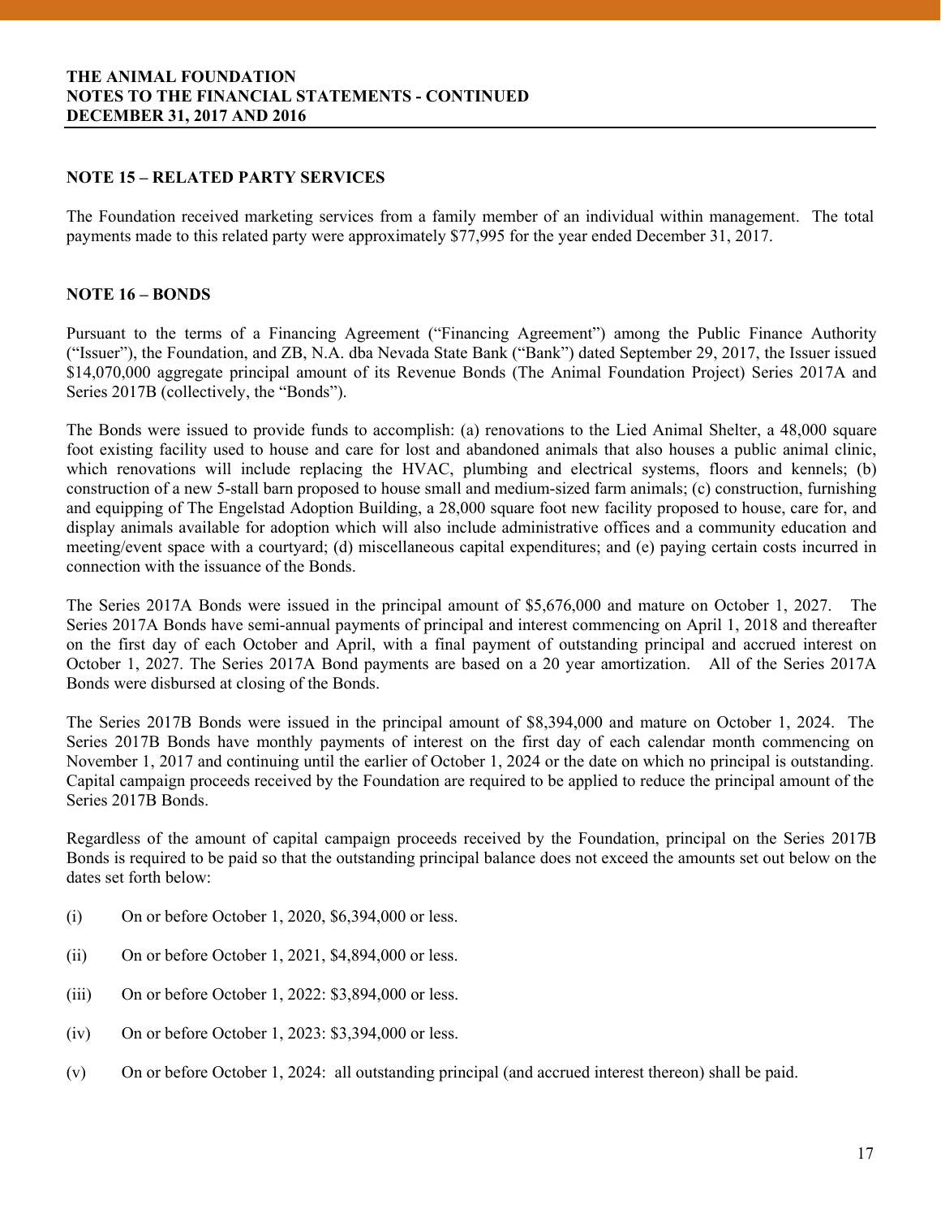## NOTE 15 – RELATED PARTY SERVICES

The Foundation received marketing services from a family member of an individual within management. The total payments made to this related party were approximately $77,995 for the year ended December 31, 2017.

## NOTE 16 – BONDS

Pursuant to the terms of a Financing Agreement ("Financing Agreement") among the Public Finance Authority ("Issuer"), the Foundation, and ZB, N.A. dba Nevada State Bank ("Bank") dated September 29, 2017, the Issuer issued $14,070,000 aggregate principal amount of its Revenue Bonds (The Animal Foundation Project) Series 2017A and Series 2017B (collectively, the "Bonds").

The Bonds were issued to provide funds to accomplish: (a) renovations to the Lied Animal Shelter, a 48,000 square foot existing facility used to house and care for lost and abandoned animals that also houses a public animal clinic, which renovations will include replacing the HVAC, plumbing and electrical systems, floors and kennels; (b) construction of a new 5-stall barn proposed to house small and medium-sized farm animals; (c) construction, furnishing and equipping of The Engelstad Adoption Building, a 28,000 square foot new facility proposed to house, care for, and display animals available for adoption which will also include administrative offices and a community education and meeting/event space with a courtyard; (d) miscellaneous capital expenditures; and (e) paying certain costs incurred in connection with the issuance of the Bonds.

The Series 2017A Bonds were issued in the principal amount of $5,676,000 and mature on October 1, 2027. The Series 2017A Bonds have semi-annual payments of principal and interest commencing on April 1, 2018 and thereafter on the first day of each October and April, with a final payment of outstanding principal and accrued interest on October 1, 2027. The Series 2017A Bond payments are based on a 20 year amortization. All of the Series 2017A Bonds were disbursed at closing of the Bonds.

The Series 2017B Bonds were issued in the principal amount of $8,394,000 and mature on October 1, 2024. The Series 2017B Bonds have monthly payments of interest on the first day of each calendar month commencing on November 1, 2017 and continuing until the earlier of October 1, 2024 or the date on which no principal is outstanding. Capital campaign proceeds received by the Foundation are required to be applied to reduce the principal amount of the Series 2017B Bonds.

Regardless of the amount of capital campaign proceeds received by the Foundation, principal on the Series 2017B Bonds is required to be paid so that the outstanding principal balance does not exceed the amounts set out below on the dates set forth below:

(i) On or before October 1, 2020, $6,394,000 or less.

(ii) On or before October 1, 2021, $4,894,000 or less.

(iii) On or before October 1, 2022: $3,894,000 or less.

(iv) On or before October 1, 2023: $3,394,000 or less.

(v) On or before October 1, 2024: all outstanding principal (and accrued interest thereon) shall be paid.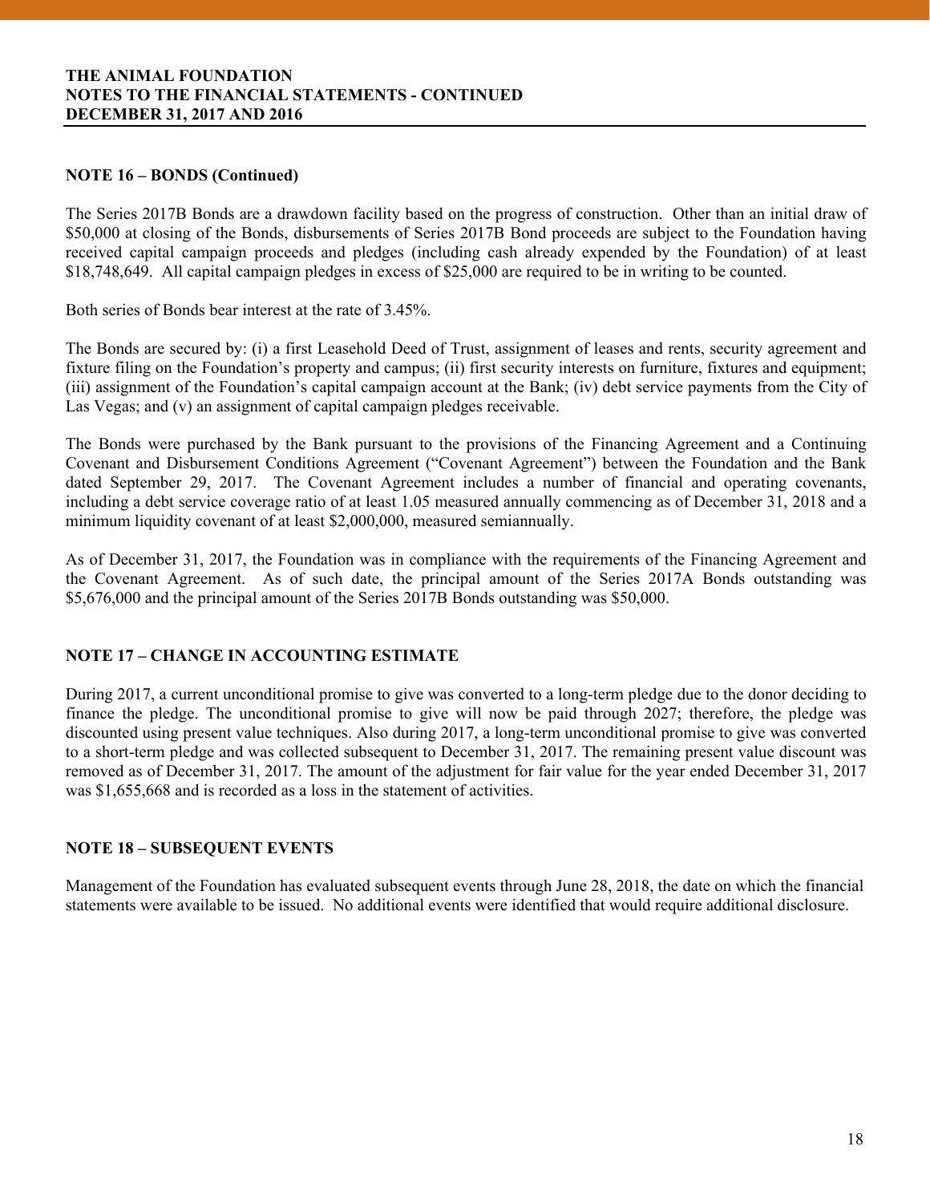## NOTE 16 – BONDS (Continued)

The Series 2017B Bonds are a drawdown facility based on the progress of construction. Other than an initial draw of $50,000 at closing of the Bonds, disbursements of Series 2017B Bond proceeds are subject to the Foundation having received capital campaign proceeds and pledges (including cash already expended by the Foundation) of at least $18,748,649. All capital campaign pledges in excess of $25,000 are required to be in writing to be counted.

Both series of Bonds bear interest at the rate of 3.45%.

The Bonds are secured by: (i) a first Leasehold Deed of Trust, assignment of leases and rents, security agreement and fixture filing on the Foundation's property and campus; (ii) first security interests on furniture, fixtures and equipment; (iii) assignment of the Foundation's capital campaign account at the Bank; (iv) debt service payments from the City of Las Vegas; and (v) an assignment of capital campaign pledges receivable.

The Bonds were purchased by the Bank pursuant to the provisions of the Financing Agreement and a Continuing Covenant and Disbursement Conditions Agreement ("Covenant Agreement") between the Foundation and the Bank dated September 29, 2017. The Covenant Agreement includes a number of financial and operating covenants, including a debt service coverage ratio of at least 1.05 measured annually commencing as of December 31, 2018 and a minimum liquidity covenant of at least $2,000,000, measured semiannually.

As of December 31, 2017, the Foundation was in compliance with the requirements of the Financing Agreement and the Covenant Agreement. As of such date, the principal amount of the Series 2017A Bonds outstanding was $5,676,000 and the principal amount of the Series 2017B Bonds outstanding was $50,000.

## NOTE 17 – CHANGE IN ACCOUNTING ESTIMATE

During 2017, a current unconditional promise to give was converted to a long-term pledge due to the donor deciding to finance the pledge. The unconditional promise to give will now be paid through 2027; therefore, the pledge was discounted using present value techniques. Also during 2017, a long-term unconditional promise to give was converted to a short-term pledge and was collected subsequent to December 31, 2017. The remaining present value discount was removed as of December 31, 2017. The amount of the adjustment for fair value for the year ended December 31, 2017 was $1,655,668 and is recorded as a loss in the statement of activities.

## NOTE 18 – SUBSEQUENT EVENTS

Management of the Foundation has evaluated subsequent events through June 28, 2018, the date on which the financial statements were available to be issued. No additional events were identified that would require additional disclosure.